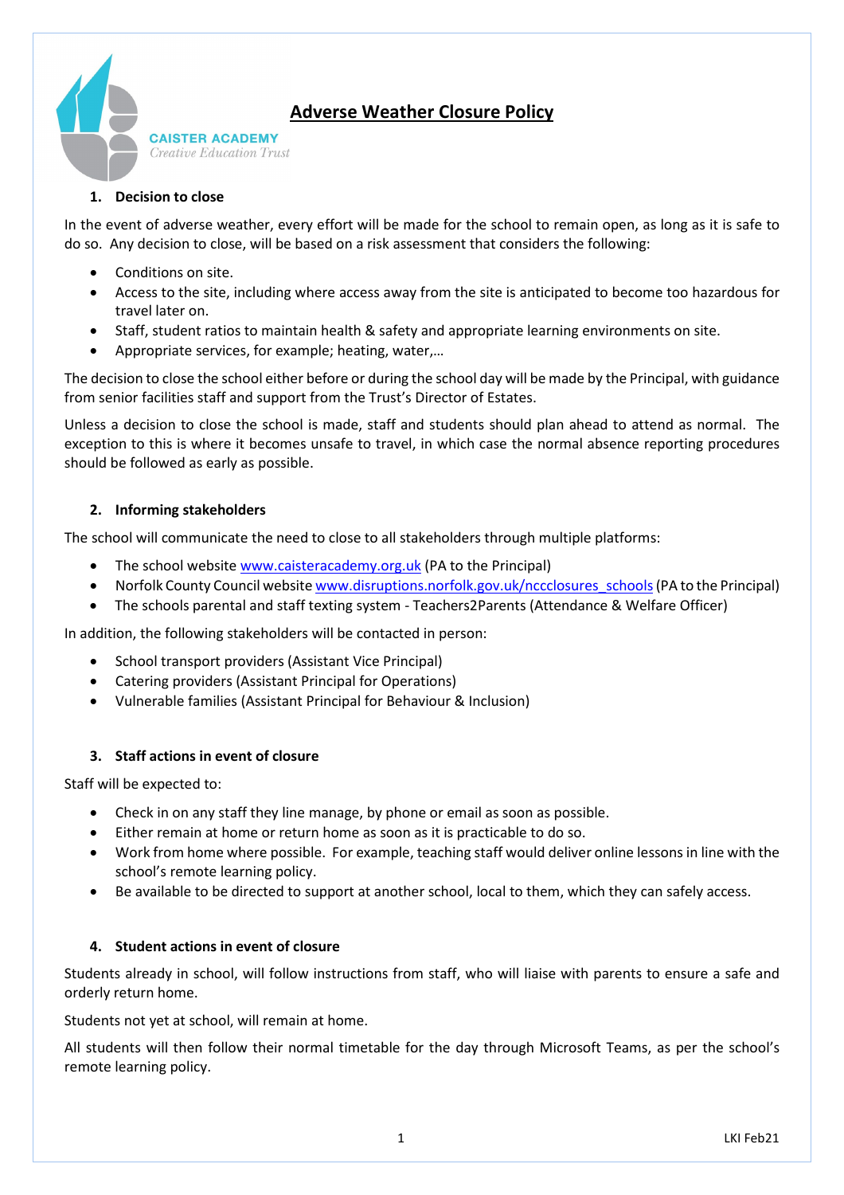CAISTER ACADEMY
*Creative Education Trust*

# Adverse Weather Closure Policy

## 1. Decision to close

In the event of adverse weather, every effort will be made for the school to remain open, as long as it is safe to do so. Any decision to close, will be based on a risk assessment that considers the following:

- Conditions on site.
- Access to the site, including where access away from the site is anticipated to become too hazardous for travel later on.
- Staff, student ratios to maintain health & safety and appropriate learning environments on site.
- Appropriate services, for example; heating, water,…

The decision to close the school either before or during the school day will be made by the Principal, with guidance from senior facilities staff and support from the Trust's Director of Estates.

Unless a decision to close the school is made, staff and students should plan ahead to attend as normal. The exception to this is where it becomes unsafe to travel, in which case the normal absence reporting procedures should be followed as early as possible.

## 2. Informing stakeholders

The school will communicate the need to close to all stakeholders through multiple platforms:

- The school website www.caisteracademy.org.uk (PA to the Principal)
- Norfolk County Council website www.disruptions.norfolk.gov.uk/nccclosures_schools (PA to the Principal)
- The schools parental and staff texting system - Teachers2Parents (Attendance & Welfare Officer)

In addition, the following stakeholders will be contacted in person:

- School transport providers (Assistant Vice Principal)
- Catering providers (Assistant Principal for Operations)
- Vulnerable families (Assistant Principal for Behaviour & Inclusion)

## 3. Staff actions in event of closure

Staff will be expected to:

- Check in on any staff they line manage, by phone or email as soon as possible.
- Either remain at home or return home as soon as it is practicable to do so.
- Work from home where possible. For example, teaching staff would deliver online lessons in line with the school's remote learning policy.
- Be available to be directed to support at another school, local to them, which they can safely access.

## 4. Student actions in event of closure

Students already in school, will follow instructions from staff, who will liaise with parents to ensure a safe and orderly return home.

Students not yet at school, will remain at home.

All students will then follow their normal timetable for the day through Microsoft Teams, as per the school's remote learning policy.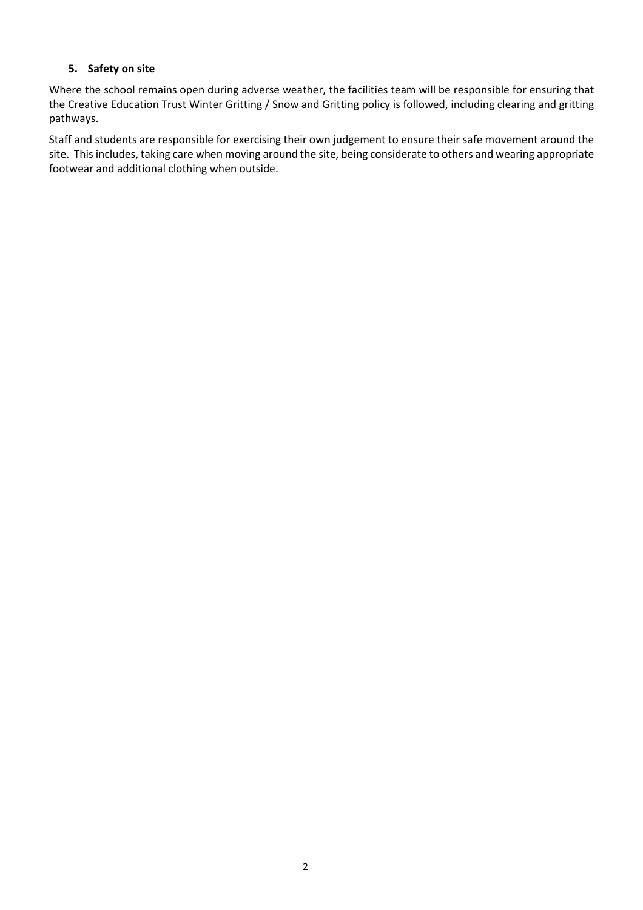## 5. Safety on site

Where the school remains open during adverse weather, the facilities team will be responsible for ensuring that the Creative Education Trust Winter Gritting / Snow and Gritting policy is followed, including clearing and gritting pathways.

Staff and students are responsible for exercising their own judgement to ensure their safe movement around the site. This includes, taking care when moving around the site, being considerate to others and wearing appropriate footwear and additional clothing when outside.